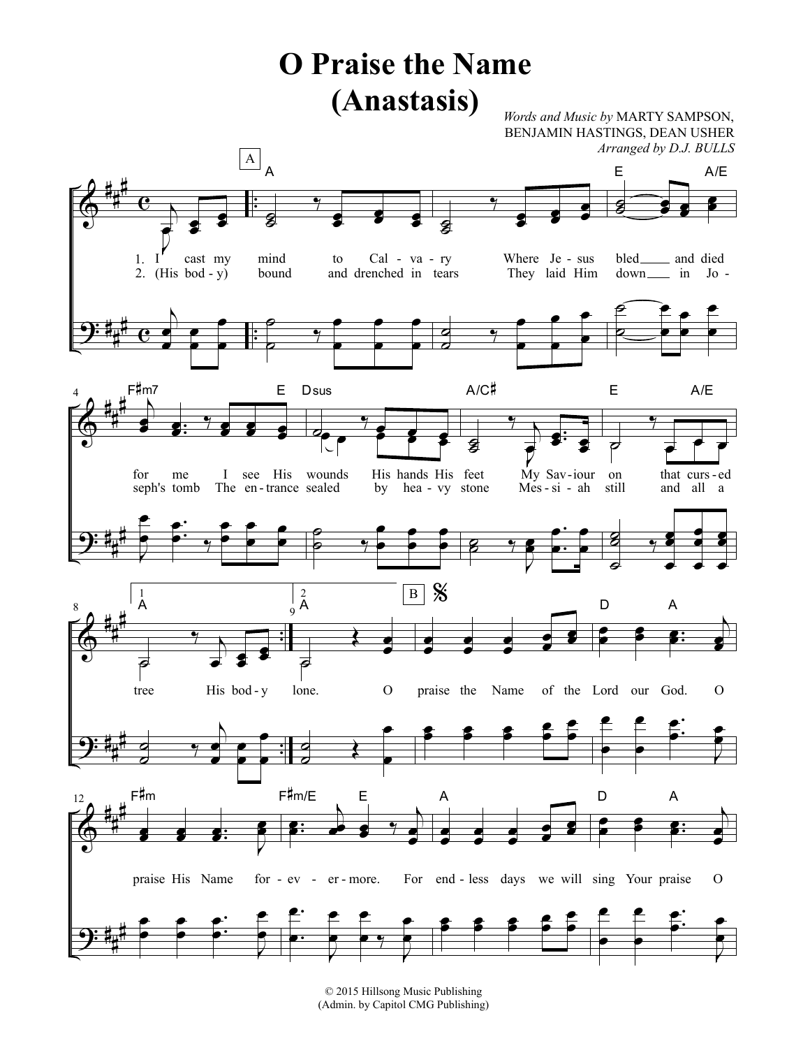# O Praise the Name (Anastasis)

*Words and Music by* MARTY SAMPSON, BENJAMIN HASTINGS, DEAN USHER

*Arranged by* D.J. BULLS

© 2015 Hillsong Music Publishing
(Admin. by Capitol CMG Publishing)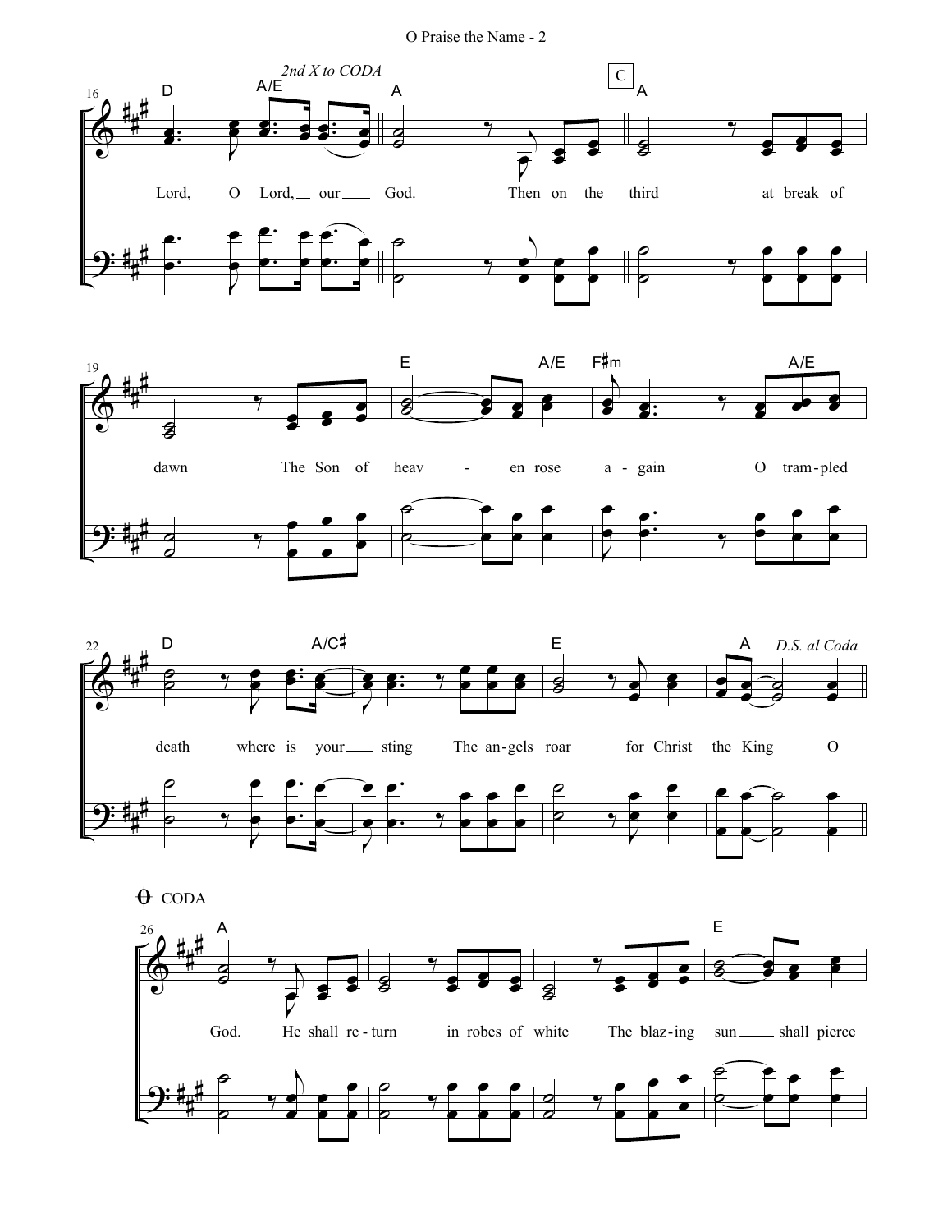*2nd X to CODA*

C

Lord, O Lord, our God. Then on the third at break of

dawn The Son of heav - en rose a - gain O tram-pled

death where is your sting The an-gels roar for Christ the King O

*D.S. al Coda*

CODA

God. He shall re-turn in robes of white The blaz-ing sun shall pierce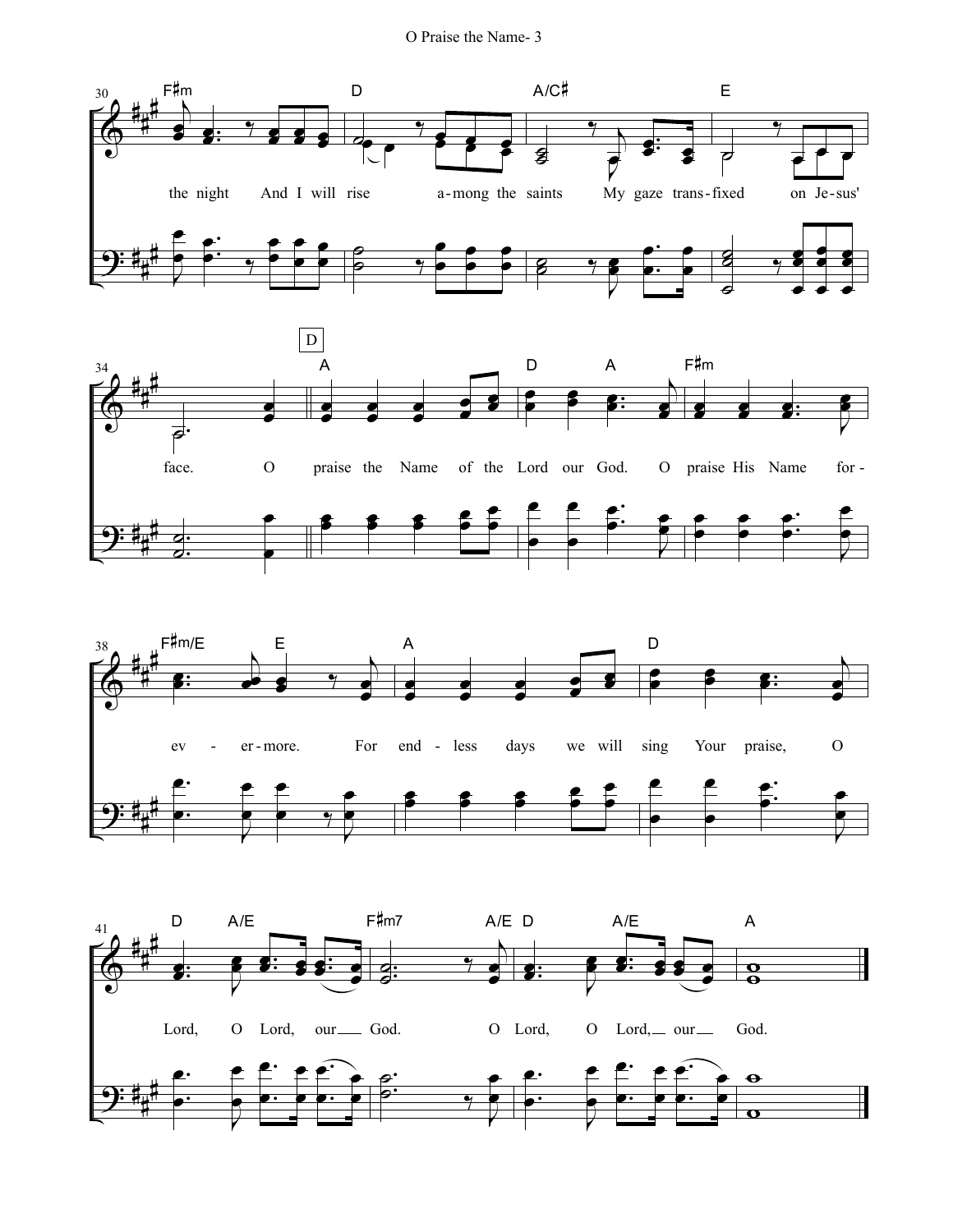the night And I will rise a-mong the saints My gaze trans-fixed on Je-sus' face.

D

O praise the Name of the Lord our God. O praise His Name for-ev-er-more. For end-less days we will sing Your praise, O Lord, O Lord, our God. O Lord, O Lord, our God.